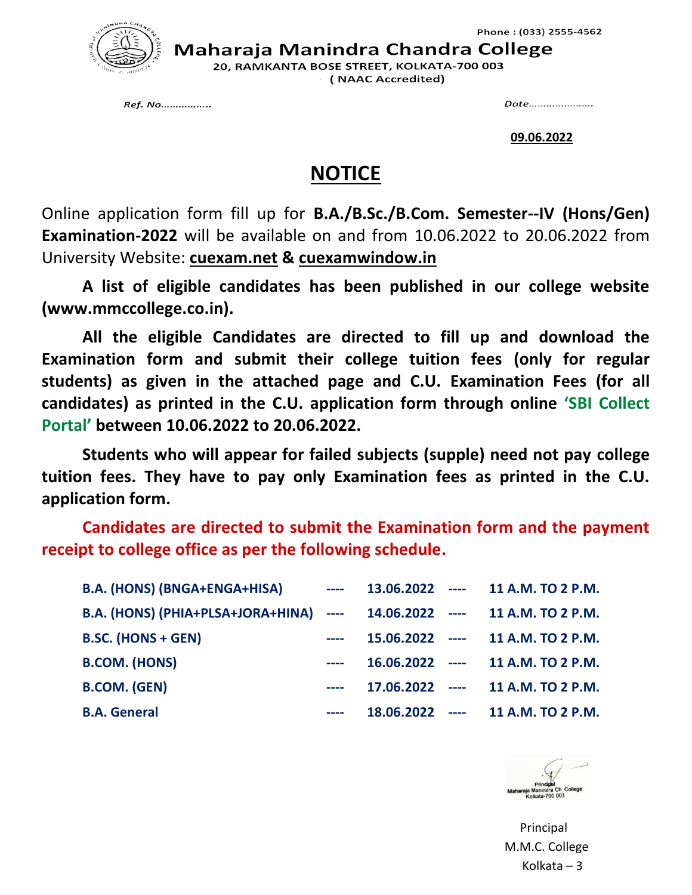Phone : (033) 2555-4562

# Maharaja Manindra Chandra College

20, RAMKANTA BOSE STREET, KOLKATA-700 003

( NAAC Accredited)

*Ref. No……………..* *Date…………………..*

**09.06.2022**

## NOTICE

Online application form fill up for **B.A./B.Sc./B.Com. Semester--IV (Hons/Gen) Examination-2022** will be available on and from 10.06.2022 to 20.06.2022 from University Website: **cuexam.net & cuexamwindow.in**

**A list of eligible candidates has been published in our college website (www.mmccollege.co.in).**

**All the eligible Candidates are directed to fill up and download the Examination form and submit their college tuition fees (only for regular students) as given in the attached page and C.U. Examination Fees (for all candidates) as printed in the C.U. application form through online 'SBI Collect Portal' between 10.06.2022 to 20.06.2022.**

**Students who will appear for failed subjects (supple) need not pay college tuition fees. They have to pay only Examination fees as printed in the C.U. application form.**

**Candidates are directed to submit the Examination form and the payment receipt to college office as per the following schedule.**

| | | | | |
|---|---|---|---|---|
| **B.A. (HONS) (BNGA+ENGA+HISA)** | ---- | **13.06.2022** | ---- | **11 A.M. TO 2 P.M.** |
| **B.A. (HONS) (PHIA+PLSA+JORA+HINA)** | ---- | **14.06.2022** | ---- | **11 A.M. TO 2 P.M.** |
| **B.SC. (HONS + GEN)** | ---- | **15.06.2022** | ---- | **11 A.M. TO 2 P.M.** |
| **B.COM. (HONS)** | ---- | **16.06.2022** | ---- | **11 A.M. TO 2 P.M.** |
| **B.COM. (GEN)** | ---- | **17.06.2022** | ---- | **11 A.M. TO 2 P.M.** |
| **B.A. General** | ---- | **18.06.2022** | ---- | **11 A.M. TO 2 P.M.** |

Principal
Maharaja Manindra Ch. College
Kolkata-700 003

Principal
M.M.C. College
Kolkata – 3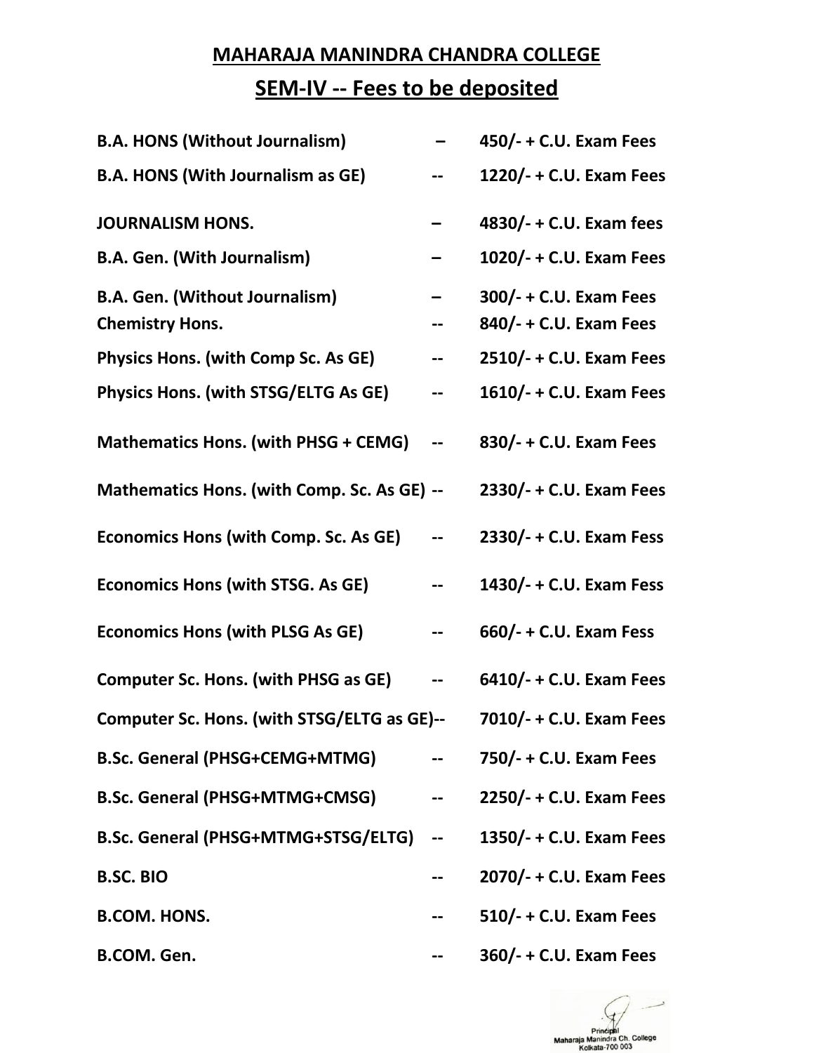## MAHARAJA MANINDRA CHANDRA COLLEGE

## SEM-IV -- Fees to be deposited

| | | |
|---|---|---|
| **B.A. HONS (Without Journalism)** | **–** | **450/- + C.U. Exam Fees** |
| **B.A. HONS (With Journalism as GE)** | **--** | **1220/- + C.U. Exam Fees** |
| **JOURNALISM HONS.** | **–** | **4830/- + C.U. Exam fees** |
| **B.A. Gen. (With Journalism)** | **–** | **1020/- + C.U. Exam Fees** |
| **B.A. Gen. (Without Journalism)** | **–** | **300/- + C.U. Exam Fees** |
| **Chemistry Hons.** | **--** | **840/- + C.U. Exam Fees** |
| **Physics Hons. (with Comp Sc. As GE)** | **--** | **2510/- + C.U. Exam Fees** |
| **Physics Hons. (with STSG/ELTG As GE)** | **--** | **1610/- + C.U. Exam Fees** |
| **Mathematics Hons. (with PHSG + CEMG)** | **--** | **830/- + C.U. Exam Fees** |
| **Mathematics Hons. (with Comp. Sc. As GE)** | **--** | **2330/- + C.U. Exam Fees** |
| **Economics Hons (with Comp. Sc. As GE)** | **--** | **2330/- + C.U. Exam Fess** |
| **Economics Hons (with STSG. As GE)** | **--** | **1430/- + C.U. Exam Fess** |
| **Economics Hons (with PLSG As GE)** | **--** | **660/- + C.U. Exam Fess** |
| **Computer Sc. Hons. (with PHSG as GE)** | **--** | **6410/- + C.U. Exam Fees** |
| **Computer Sc. Hons. (with STSG/ELTG as GE)** | **--** | **7010/- + C.U. Exam Fees** |
| **B.Sc. General (PHSG+CEMG+MTMG)** | **--** | **750/- + C.U. Exam Fees** |
| **B.Sc. General (PHSG+MTMG+CMSG)** | **--** | **2250/- + C.U. Exam Fees** |
| **B.Sc. General (PHSG+MTMG+STSG/ELTG)** | **--** | **1350/- + C.U. Exam Fees** |
| **B.SC. BIO** | **--** | **2070/- + C.U. Exam Fees** |
| **B.COM. HONS.** | **--** | **510/- + C.U. Exam Fees** |
| **B.COM. Gen.** | **--** | **360/- + C.U. Exam Fees** |

Principal
Maharaja Manindra Ch. College
Kolkata-700 003